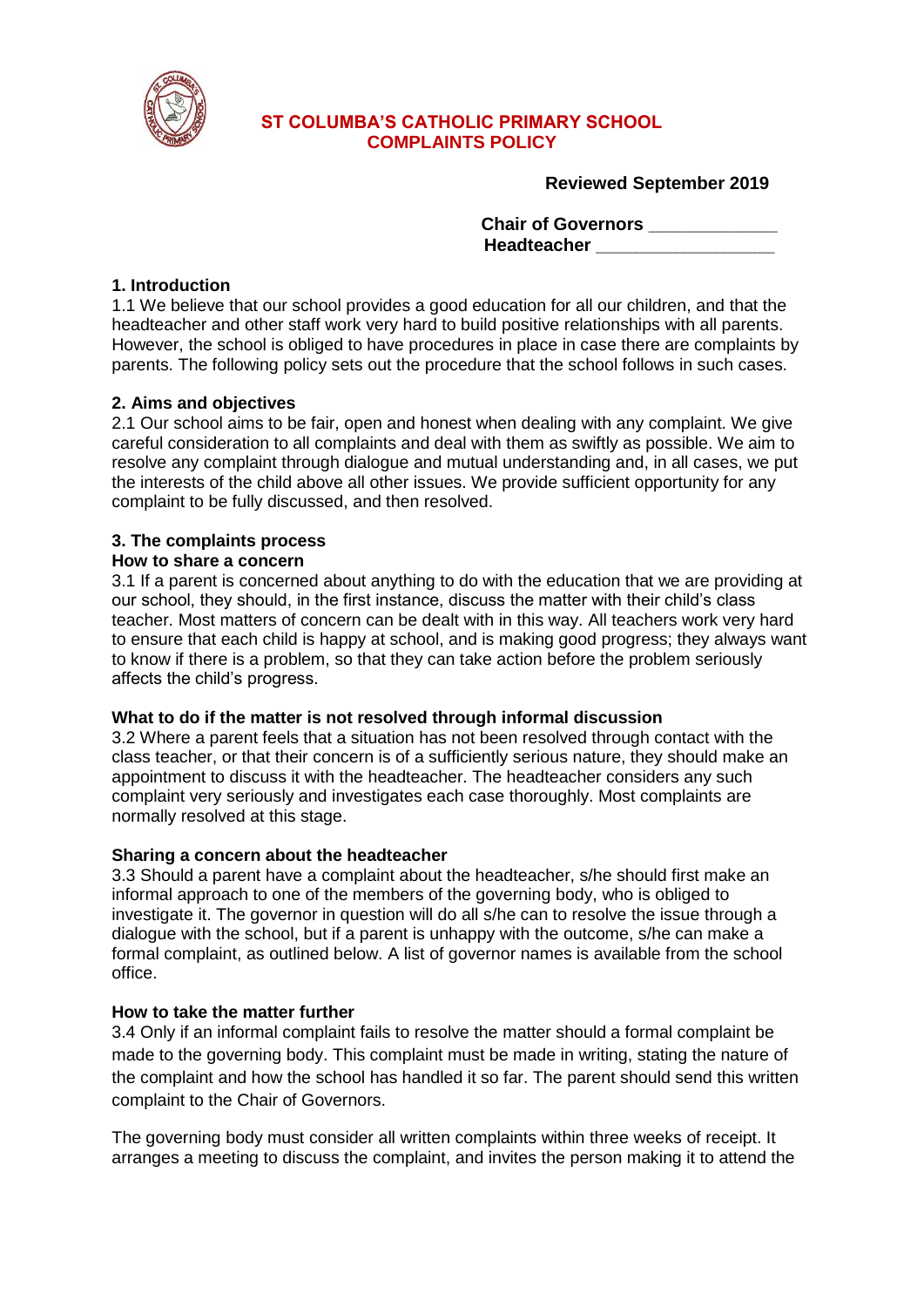# ST COLUMBA'S CATHOLIC PRIMARY SCHOOL
## COMPLAINTS POLICY

**Reviewed September 2019**

**Chair of Governors _____________**
**Headteacher __________________**

### 1. Introduction

1.1 We believe that our school provides a good education for all our children, and that the headteacher and other staff work very hard to build positive relationships with all parents. However, the school is obliged to have procedures in place in case there are complaints by parents. The following policy sets out the procedure that the school follows in such cases.

### 2. Aims and objectives

2.1 Our school aims to be fair, open and honest when dealing with any complaint. We give careful consideration to all complaints and deal with them as swiftly as possible. We aim to resolve any complaint through dialogue and mutual understanding and, in all cases, we put the interests of the child above all other issues. We provide sufficient opportunity for any complaint to be fully discussed, and then resolved.

### 3. The complaints process

**How to share a concern**

3.1 If a parent is concerned about anything to do with the education that we are providing at our school, they should, in the first instance, discuss the matter with their child's class teacher. Most matters of concern can be dealt with in this way. All teachers work very hard to ensure that each child is happy at school, and is making good progress; they always want to know if there is a problem, so that they can take action before the problem seriously affects the child's progress.

**What to do if the matter is not resolved through informal discussion**

3.2 Where a parent feels that a situation has not been resolved through contact with the class teacher, or that their concern is of a sufficiently serious nature, they should make an appointment to discuss it with the headteacher. The headteacher considers any such complaint very seriously and investigates each case thoroughly. Most complaints are normally resolved at this stage.

**Sharing a concern about the headteacher**

3.3 Should a parent have a complaint about the headteacher, s/he should first make an informal approach to one of the members of the governing body, who is obliged to investigate it. The governor in question will do all s/he can to resolve the issue through a dialogue with the school, but if a parent is unhappy with the outcome, s/he can make a formal complaint, as outlined below. A list of governor names is available from the school office.

**How to take the matter further**

3.4 Only if an informal complaint fails to resolve the matter should a formal complaint be made to the governing body. This complaint must be made in writing, stating the nature of the complaint and how the school has handled it so far. The parent should send this written complaint to the Chair of Governors.

The governing body must consider all written complaints within three weeks of receipt. It arranges a meeting to discuss the complaint, and invites the person making it to attend the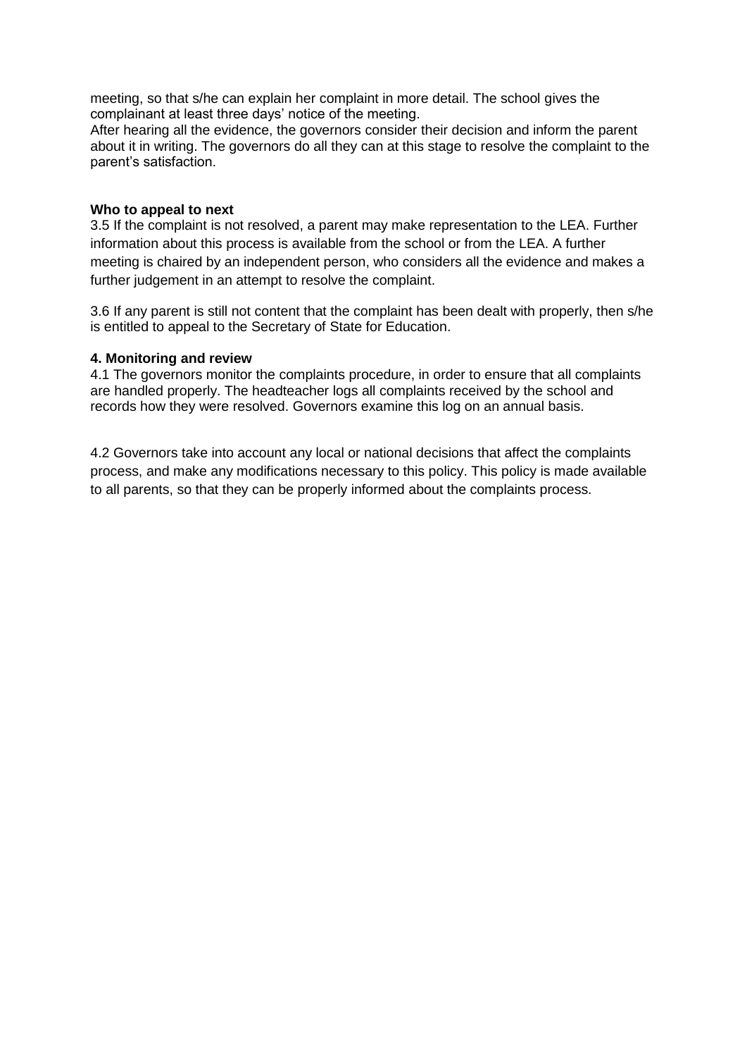meeting, so that s/he can explain her complaint in more detail. The school gives the complainant at least three days' notice of the meeting.
After hearing all the evidence, the governors consider their decision and inform the parent about it in writing. The governors do all they can at this stage to resolve the complaint to the parent's satisfaction.

**Who to appeal to next**

3.5 If the complaint is not resolved, a parent may make representation to the LEA. Further information about this process is available from the school or from the LEA. A further meeting is chaired by an independent person, who considers all the evidence and makes a further judgement in an attempt to resolve the complaint.

3.6 If any parent is still not content that the complaint has been dealt with properly, then s/he is entitled to appeal to the Secretary of State for Education.

**4. Monitoring and review**

4.1 The governors monitor the complaints procedure, in order to ensure that all complaints are handled properly. The headteacher logs all complaints received by the school and records how they were resolved. Governors examine this log on an annual basis.

4.2 Governors take into account any local or national decisions that affect the complaints process, and make any modifications necessary to this policy. This policy is made available to all parents, so that they can be properly informed about the complaints process.